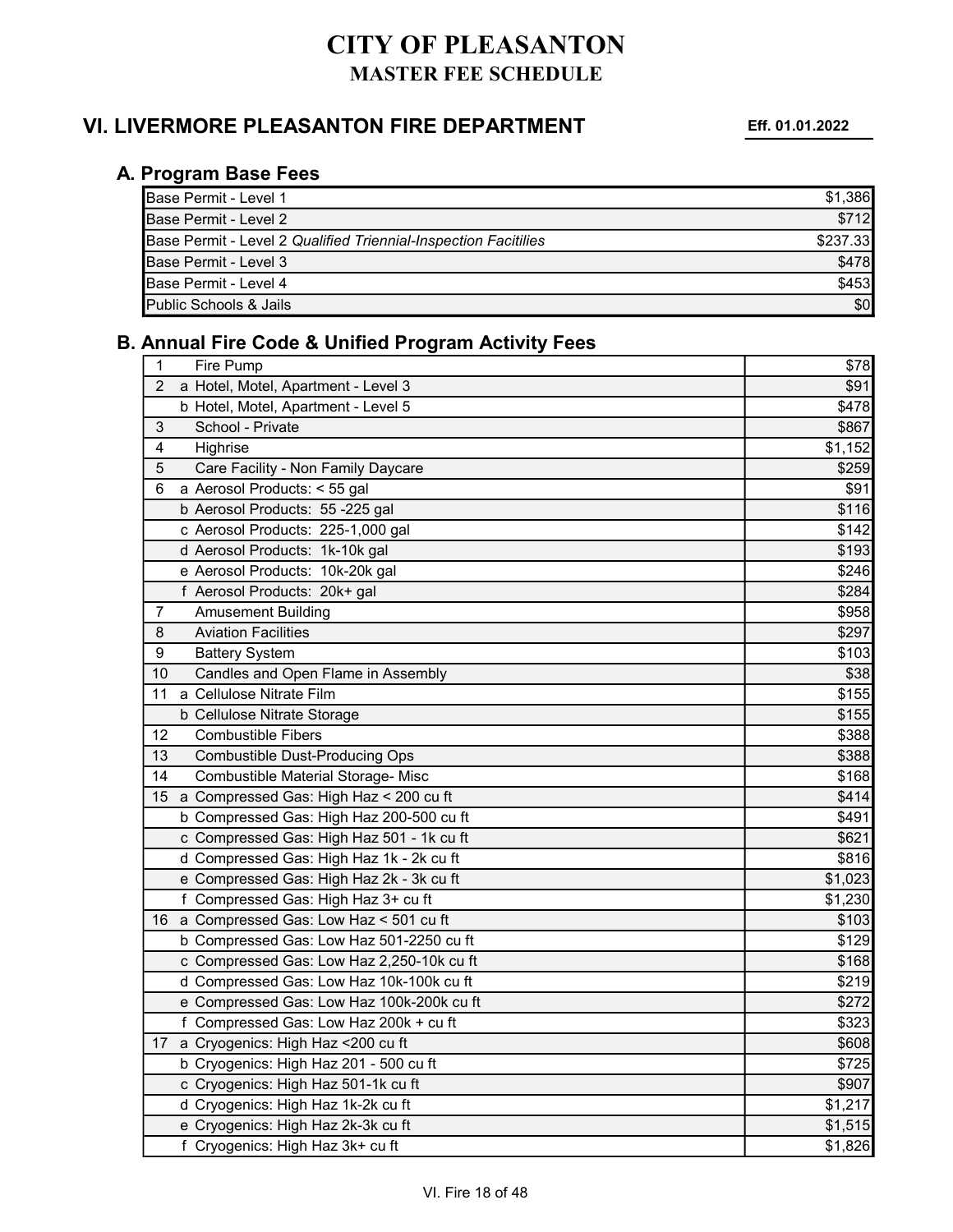# CITY OF PLEASANTON

## MASTER FEE SCHEDULE

## VI. LIVERMORE PLEASANTON FIRE DEPARTMENT

**Eff. 01.01.2022**

### A. Program Base Fees

| | |
|---|---|
| Base Permit - Level 1 | $1,386 |
| Base Permit - Level 2 | $712 |
| Base Permit - Level 2 *Qualified Triennial-Inspection Facitilies* | $237.33 |
| Base Permit - Level 3 | $478 |
| Base Permit - Level 4 | $453 |
| Public Schools & Jails | $0 |

### B. Annual Fire Code & Unified Program Activity Fees

| | | | |
|---|---|---|---|
| 1 | | Fire Pump | $78 |
| 2 | a | Hotel, Motel, Apartment - Level 3 | $91 |
| | b | Hotel, Motel, Apartment - Level 5 | $478 |
| 3 | | School - Private | $867 |
| 4 | | Highrise | $1,152 |
| 5 | | Care Facility - Non Family Daycare | $259 |
| 6 | a | Aerosol Products: < 55 gal | $91 |
| | b | Aerosol Products: 55 -225 gal | $116 |
| | c | Aerosol Products: 225-1,000 gal | $142 |
| | d | Aerosol Products: 1k-10k gal | $193 |
| | e | Aerosol Products: 10k-20k gal | $246 |
| | f | Aerosol Products: 20k+ gal | $284 |
| 7 | | Amusement Building | $958 |
| 8 | | Aviation Facilities | $297 |
| 9 | | Battery System | $103 |
| 10 | | Candles and Open Flame in Assembly | $38 |
| 11 | a | Cellulose Nitrate Film | $155 |
| | b | Cellulose Nitrate Storage | $155 |
| 12 | | Combustible Fibers | $388 |
| 13 | | Combustible Dust-Producing Ops | $388 |
| 14 | | Combustible Material Storage- Misc | $168 |
| 15 | a | Compressed Gas: High Haz < 200 cu ft | $414 |
| | b | Compressed Gas: High Haz 200-500 cu ft | $491 |
| | c | Compressed Gas: High Haz 501 - 1k cu ft | $621 |
| | d | Compressed Gas: High Haz 1k - 2k cu ft | $816 |
| | e | Compressed Gas: High Haz 2k - 3k cu ft | $1,023 |
| | f | Compressed Gas: High Haz 3+ cu ft | $1,230 |
| 16 | a | Compressed Gas: Low Haz < 501 cu ft | $103 |
| | b | Compressed Gas: Low Haz 501-2250 cu ft | $129 |
| | c | Compressed Gas: Low Haz 2,250-10k cu ft | $168 |
| | d | Compressed Gas: Low Haz 10k-100k cu ft | $219 |
| | e | Compressed Gas: Low Haz 100k-200k cu ft | $272 |
| | f | Compressed Gas: Low Haz 200k + cu ft | $323 |
| 17 | a | Cryogenics: High Haz <200 cu ft | $608 |
| | b | Cryogenics: High Haz 201 - 500 cu ft | $725 |
| | c | Cryogenics: High Haz 501-1k cu ft | $907 |
| | d | Cryogenics: High Haz 1k-2k cu ft | $1,217 |
| | e | Cryogenics: High Haz 2k-3k cu ft | $1,515 |
| | f | Cryogenics: High Haz 3k+ cu ft | $1,826 |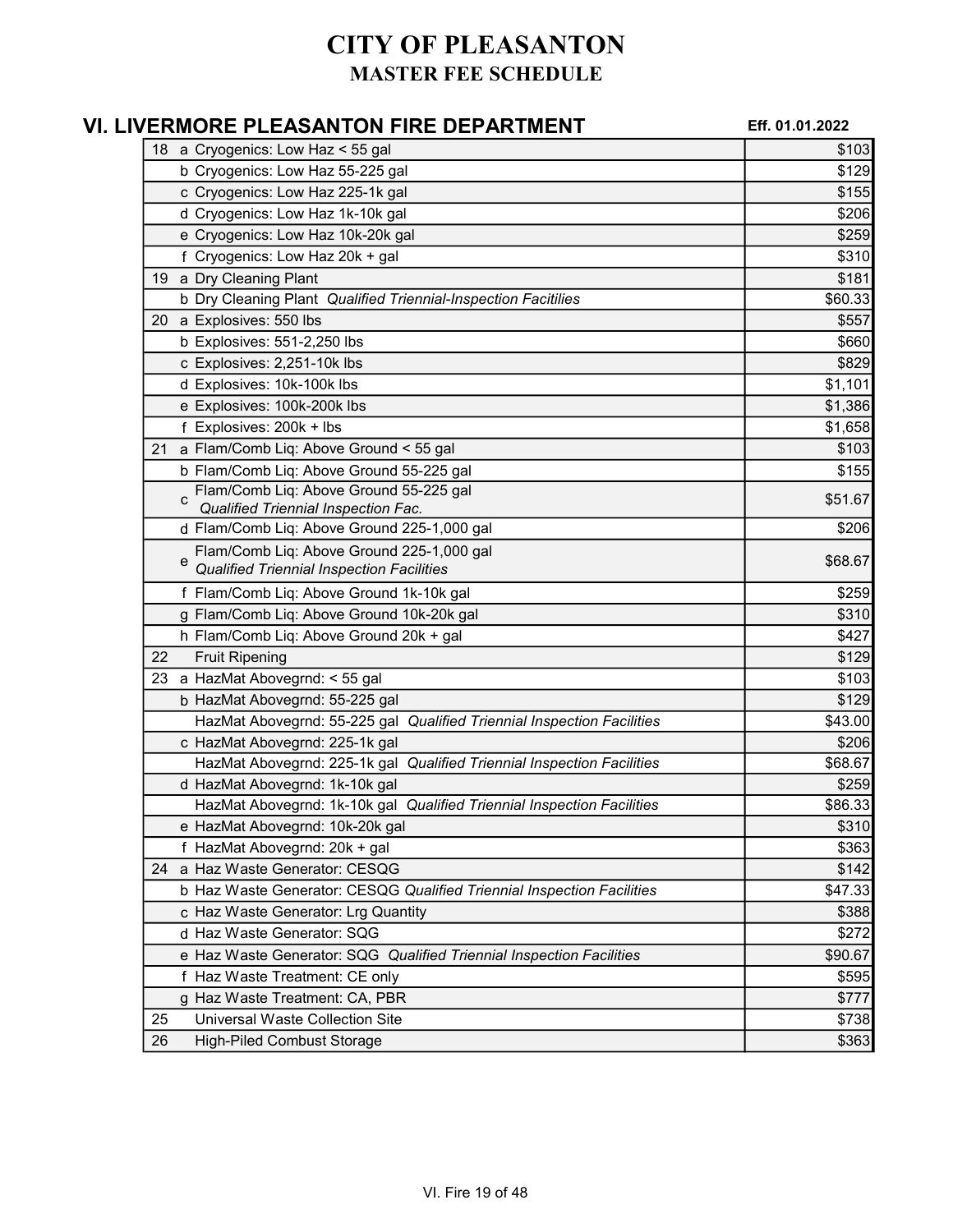# CITY OF PLEASANTON

## MASTER FEE SCHEDULE

### VI. LIVERMORE PLEASANTON FIRE DEPARTMENT

**Eff. 01.01.2022**

| # | | Description | Fee |
|---|---|---|---|
| 18 | a | Cryogenics: Low Haz < 55 gal | $103 |
| | b | Cryogenics: Low Haz 55-225 gal | $129 |
| | c | Cryogenics: Low Haz 225-1k gal | $155 |
| | d | Cryogenics: Low Haz 1k-10k gal | $206 |
| | e | Cryogenics: Low Haz 10k-20k gal | $259 |
| | f | Cryogenics: Low Haz 20k + gal | $310 |
| 19 | a | Dry Cleaning Plant | $181 |
| | b | Dry Cleaning Plant *Qualified Triennial-Inspection Facitilies* | $60.33 |
| 20 | a | Explosives: 550 lbs | $557 |
| | b | Explosives: 551-2,250 lbs | $660 |
| | c | Explosives: 2,251-10k lbs | $829 |
| | d | Explosives: 10k-100k lbs | $1,101 |
| | e | Explosives: 100k-200k lbs | $1,386 |
| | f | Explosives: 200k + lbs | $1,658 |
| 21 | a | Flam/Comb Liq: Above Ground < 55 gal | $103 |
| | b | Flam/Comb Liq: Above Ground 55-225 gal | $155 |
| | c | Flam/Comb Liq: Above Ground 55-225 gal *Qualified Triennial Inspection Fac.* | $51.67 |
| | d | Flam/Comb Liq: Above Ground 225-1,000 gal | $206 |
| | e | Flam/Comb Liq: Above Ground 225-1,000 gal *Qualified Triennial Inspection Facilities* | $68.67 |
| | f | Flam/Comb Liq: Above Ground 1k-10k gal | $259 |
| | g | Flam/Comb Liq: Above Ground 10k-20k gal | $310 |
| | h | Flam/Comb Liq: Above Ground 20k + gal | $427 |
| 22 | | Fruit Ripening | $129 |
| 23 | a | HazMat Abovegrnd: < 55 gal | $103 |
| | b | HazMat Abovegrnd: 55-225 gal | $129 |
| | | HazMat Abovegrnd: 55-225 gal *Qualified Triennial Inspection Facilities* | $43.00 |
| | c | HazMat Abovegrnd: 225-1k gal | $206 |
| | | HazMat Abovegrnd: 225-1k gal *Qualified Triennial Inspection Facilities* | $68.67 |
| | d | HazMat Abovegrnd: 1k-10k gal | $259 |
| | | HazMat Abovegrnd: 1k-10k gal *Qualified Triennial Inspection Facilities* | $86.33 |
| | e | HazMat Abovegrnd: 10k-20k gal | $310 |
| | f | HazMat Abovegrnd: 20k + gal | $363 |
| 24 | a | Haz Waste Generator: CESQG | $142 |
| | b | Haz Waste Generator: CESQG *Qualified Triennial Inspection Facilities* | $47.33 |
| | c | Haz Waste Generator: Lrg Quantity | $388 |
| | d | Haz Waste Generator: SQG | $272 |
| | e | Haz Waste Generator: SQG *Qualified Triennial Inspection Facilities* | $90.67 |
| | f | Haz Waste Treatment: CE only | $595 |
| | g | Haz Waste Treatment: CA, PBR | $777 |
| 25 | | Universal Waste Collection Site | $738 |
| 26 | | High-Piled Combust Storage | $363 |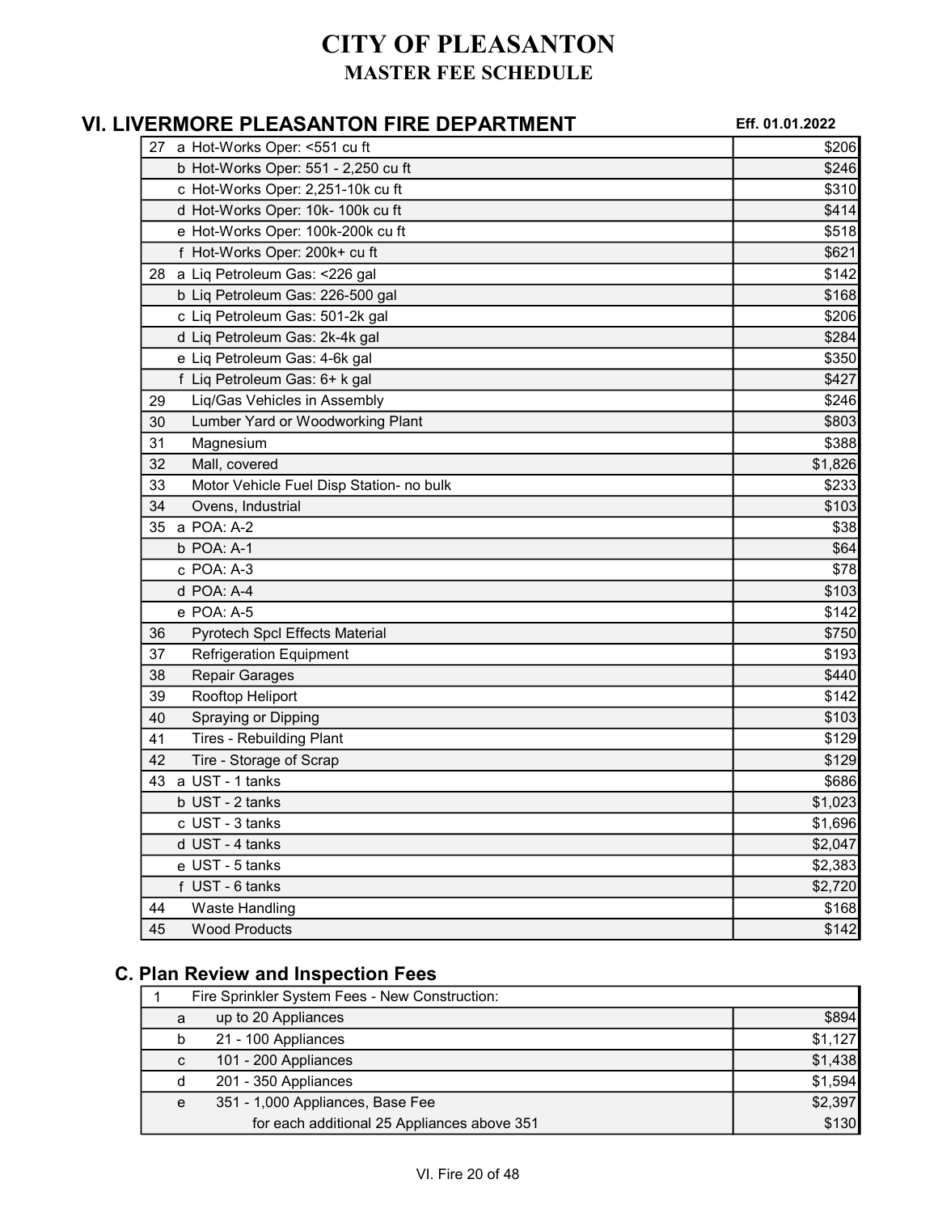# CITY OF PLEASANTON

## MASTER FEE SCHEDULE

## VI. LIVERMORE PLEASANTON FIRE DEPARTMENT

**Eff. 01.01.2022**

| | | | |
|---|---|---|---|
| 27 | a | Hot-Works Oper: <551 cu ft | $206 |
| | b | Hot-Works Oper: 551 - 2,250 cu ft | $246 |
| | c | Hot-Works Oper: 2,251-10k cu ft | $310 |
| | d | Hot-Works Oper: 10k- 100k cu ft | $414 |
| | e | Hot-Works Oper: 100k-200k cu ft | $518 |
| | f | Hot-Works Oper: 200k+ cu ft | $621 |
| 28 | a | Liq Petroleum Gas: <226 gal | $142 |
| | b | Liq Petroleum Gas: 226-500 gal | $168 |
| | c | Liq Petroleum Gas: 501-2k gal | $206 |
| | d | Liq Petroleum Gas: 2k-4k gal | $284 |
| | e | Liq Petroleum Gas: 4-6k gal | $350 |
| | f | Liq Petroleum Gas: 6+ k gal | $427 |
| 29 | | Liq/Gas Vehicles in Assembly | $246 |
| 30 | | Lumber Yard or Woodworking Plant | $803 |
| 31 | | Magnesium | $388 |
| 32 | | Mall, covered | $1,826 |
| 33 | | Motor Vehicle Fuel Disp Station- no bulk | $233 |
| 34 | | Ovens, Industrial | $103 |
| 35 | a | POA: A-2 | $38 |
| | b | POA: A-1 | $64 |
| | c | POA: A-3 | $78 |
| | d | POA: A-4 | $103 |
| | e | POA: A-5 | $142 |
| 36 | | Pyrotech Spcl Effects Material | $750 |
| 37 | | Refrigeration Equipment | $193 |
| 38 | | Repair Garages | $440 |
| 39 | | Rooftop Heliport | $142 |
| 40 | | Spraying or Dipping | $103 |
| 41 | | Tires - Rebuilding Plant | $129 |
| 42 | | Tire - Storage of Scrap | $129 |
| 43 | a | UST - 1 tanks | $686 |
| | b | UST - 2 tanks | $1,023 |
| | c | UST - 3 tanks | $1,696 |
| | d | UST - 4 tanks | $2,047 |
| | e | UST - 5 tanks | $2,383 |
| | f | UST - 6 tanks | $2,720 |
| 44 | | Waste Handling | $168 |
| 45 | | Wood Products | $142 |

### C. Plan Review and Inspection Fees

| | | | |
|---|---|---|---|
| 1 | | Fire Sprinkler System Fees - New Construction: | |
| | a | up to 20 Appliances | $894 |
| | b | 21 - 100 Appliances | $1,127 |
| | c | 101 - 200 Appliances | $1,438 |
| | d | 201 - 350 Appliances | $1,594 |
| | e | 351 - 1,000 Appliances, Base Fee | $2,397 |
| | | for each additional 25 Appliances above 351 | $130 |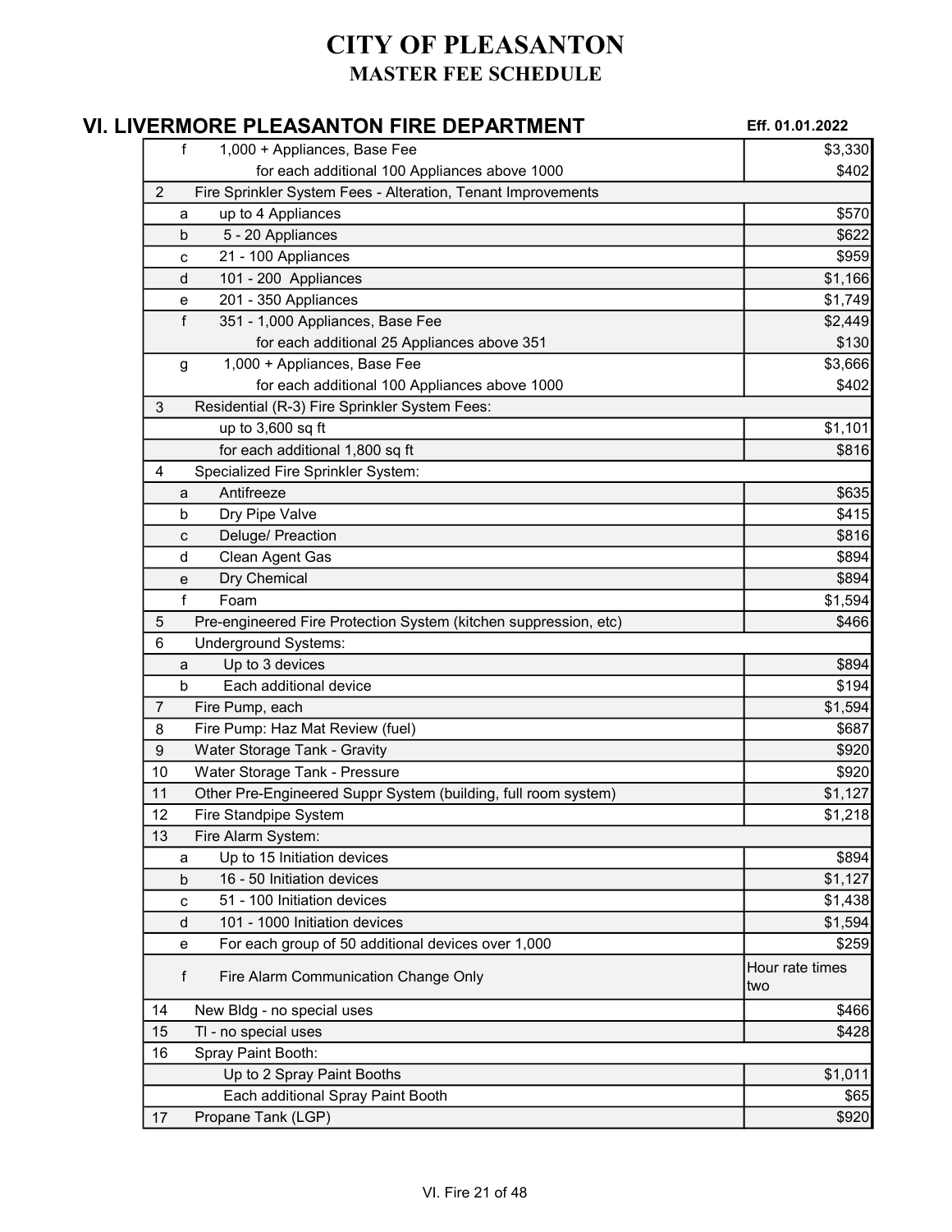# CITY OF PLEASANTON
## MASTER FEE SCHEDULE

### VI. LIVERMORE PLEASANTON FIRE DEPARTMENT

**Eff. 01.01.2022**

| | | Description | Fee |
|---|---|---|---|
| | f | 1,000 + Appliances, Base Fee | $3,330 |
| | | for each additional 100 Appliances above 1000 | $402 |
| 2 | | Fire Sprinkler System Fees - Alteration, Tenant Improvements | |
| | a | up to 4 Appliances | $570 |
| | b | 5 - 20 Appliances | $622 |
| | c | 21 - 100 Appliances | $959 |
| | d | 101 - 200 Appliances | $1,166 |
| | e | 201 - 350 Appliances | $1,749 |
| | f | 351 - 1,000 Appliances, Base Fee | $2,449 |
| | | for each additional 25 Appliances above 351 | $130 |
| | g | 1,000 + Appliances, Base Fee | $3,666 |
| | | for each additional 100 Appliances above 1000 | $402 |
| 3 | | Residential (R-3) Fire Sprinkler System Fees: | |
| | | up to 3,600 sq ft | $1,101 |
| | | for each additional 1,800 sq ft | $816 |
| 4 | | Specialized Fire Sprinkler System: | |
| | a | Antifreeze | $635 |
| | b | Dry Pipe Valve | $415 |
| | c | Deluge/ Preaction | $816 |
| | d | Clean Agent Gas | $894 |
| | e | Dry Chemical | $894 |
| | f | Foam | $1,594 |
| 5 | | Pre-engineered Fire Protection System (kitchen suppression, etc) | $466 |
| 6 | | Underground Systems: | |
| | a | Up to 3 devices | $894 |
| | b | Each additional device | $194 |
| 7 | | Fire Pump, each | $1,594 |
| 8 | | Fire Pump: Haz Mat Review (fuel) | $687 |
| 9 | | Water Storage Tank - Gravity | $920 |
| 10 | | Water Storage Tank - Pressure | $920 |
| 11 | | Other Pre-Engineered Suppr System (building, full room system) | $1,127 |
| 12 | | Fire Standpipe System | $1,218 |
| 13 | | Fire Alarm System: | |
| | a | Up to 15 Initiation devices | $894 |
| | b | 16 - 50 Initiation devices | $1,127 |
| | c | 51 - 100 Initiation devices | $1,438 |
| | d | 101 - 1000 Initiation devices | $1,594 |
| | e | For each group of 50 additional devices over 1,000 | $259 |
| | f | Fire Alarm Communication Change Only | Hour rate times two |
| 14 | | New Bldg - no special uses | $466 |
| 15 | | TI - no special uses | $428 |
| 16 | | Spray Paint Booth: | |
| | | Up to 2 Spray Paint Booths | $1,011 |
| | | Each additional Spray Paint Booth | $65 |
| 17 | | Propane Tank (LGP) | $920 |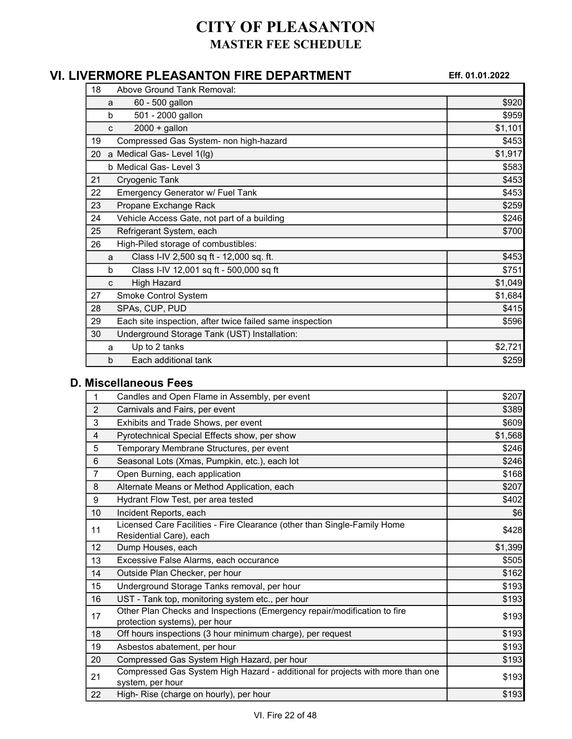# CITY OF PLEASANTON

## MASTER FEE SCHEDULE

## VI. LIVERMORE PLEASANTON FIRE DEPARTMENT

**Eff. 01.01.2022**

| | | | |
|---|---|---|---|
| 18 | | Above Ground Tank Removal: | |
| | a | 60 - 500 gallon | $920 |
| | b | 501 - 2000 gallon | $959 |
| | c | 2000 + gallon | $1,101 |
| 19 | | Compressed Gas System- non high-hazard | $453 |
| 20 | a | Medical Gas- Level 1(lg) | $1,917 |
| | b | Medical Gas- Level 3 | $583 |
| 21 | | Cryogenic Tank | $453 |
| 22 | | Emergency Generator w/ Fuel Tank | $453 |
| 23 | | Propane Exchange Rack | $259 |
| 24 | | Vehicle Access Gate, not part of a building | $246 |
| 25 | | Refrigerant System, each | $700 |
| 26 | | High-Piled storage of combustibles: | |
| | a | Class I-IV 2,500 sq ft - 12,000 sq. ft. | $453 |
| | b | Class I-IV 12,001 sq ft - 500,000 sq ft | $751 |
| | c | High Hazard | $1,049 |
| 27 | | Smoke Control System | $1,684 |
| 28 | | SPAs, CUP, PUD | $415 |
| 29 | | Each site inspection, after twice failed same inspection | $596 |
| 30 | | Underground Storage Tank (UST) Installation: | |
| | a | Up to 2 tanks | $2,721 |
| | b | Each additional tank | $259 |

### D. Miscellaneous Fees

| | | |
|---|---|---|
| 1 | Candles and Open Flame in Assembly, per event | $207 |
| 2 | Carnivals and Fairs, per event | $389 |
| 3 | Exhibits and Trade Shows, per event | $609 |
| 4 | Pyrotechnical Special Effects show, per show | $1,568 |
| 5 | Temporary Membrane Structures, per event | $246 |
| 6 | Seasonal Lots (Xmas, Pumpkin, etc.), each lot | $246 |
| 7 | Open Burning, each application | $168 |
| 8 | Alternate Means or Method Application, each | $207 |
| 9 | Hydrant Flow Test, per area tested | $402 |
| 10 | Incident Reports, each | $6 |
| 11 | Licensed Care Facilities - Fire Clearance (other than Single-Family Home Residential Care), each | $428 |
| 12 | Dump Houses, each | $1,399 |
| 13 | Excessive False Alarms, each occurance | $505 |
| 14 | Outside Plan Checker, per hour | $162 |
| 15 | Underground Storage Tanks removal, per hour | $193 |
| 16 | UST - Tank top, monitoring system etc., per hour | $193 |
| 17 | Other Plan Checks and Inspections (Emergency repair/modification to fire protection systems), per hour | $193 |
| 18 | Off hours inspections (3 hour minimum charge), per request | $193 |
| 19 | Asbestos abatement, per hour | $193 |
| 20 | Compressed Gas System High Hazard, per hour | $193 |
| 21 | Compressed Gas System High Hazard - additional for projects with more than one system, per hour | $193 |
| 22 | High- Rise (charge on hourly), per hour | $193 |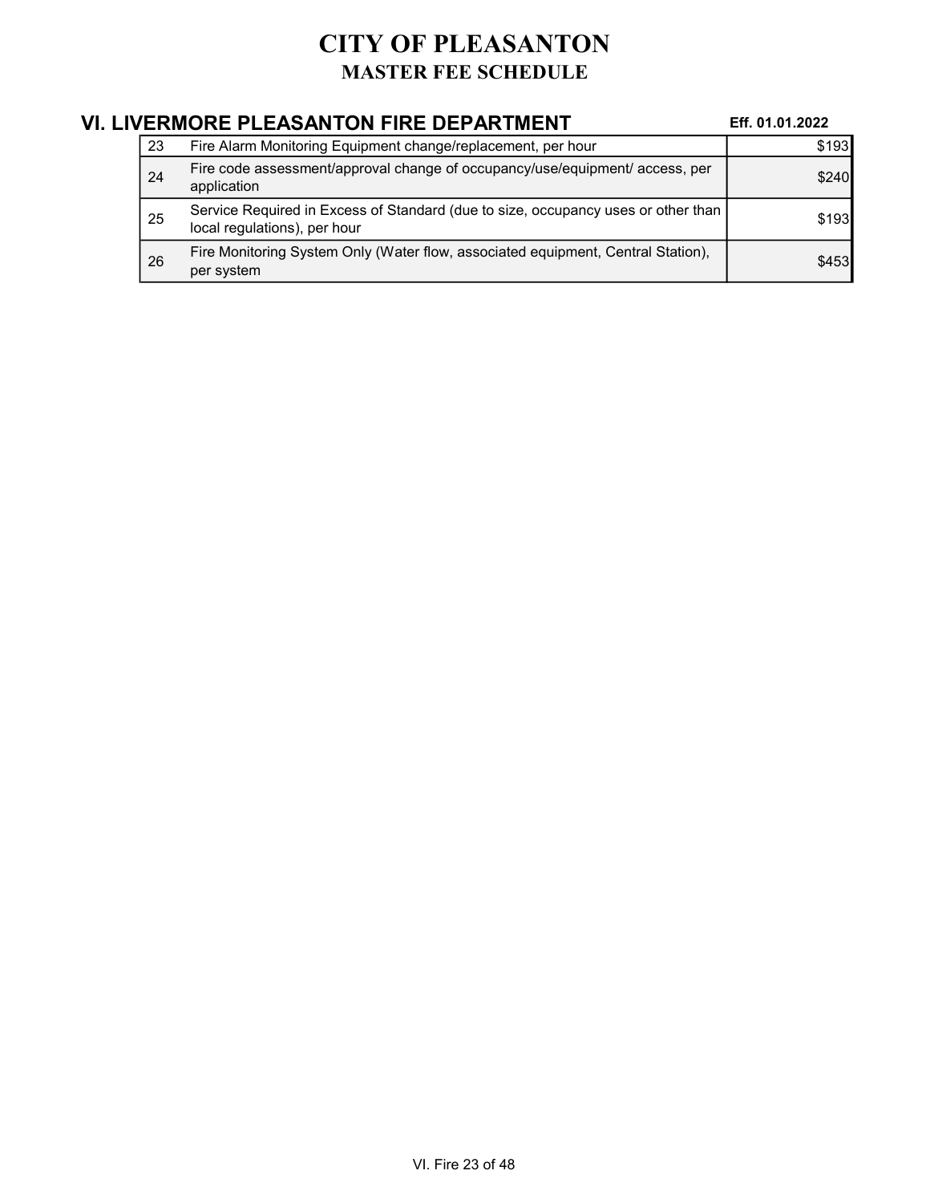# CITY OF PLEASANTON
## MASTER FEE SCHEDULE

## VI. LIVERMORE PLEASANTON FIRE DEPARTMENT

**Eff. 01.01.2022**

| | | |
|---|---|---|
| 23 | Fire Alarm Monitoring Equipment change/replacement, per hour | $193 |
| 24 | Fire code assessment/approval change of occupancy/use/equipment/ access, per application | $240 |
| 25 | Service Required in Excess of Standard (due to size, occupancy uses or other than local regulations), per hour | $193 |
| 26 | Fire Monitoring System Only (Water flow, associated equipment, Central Station), per system | $453 |